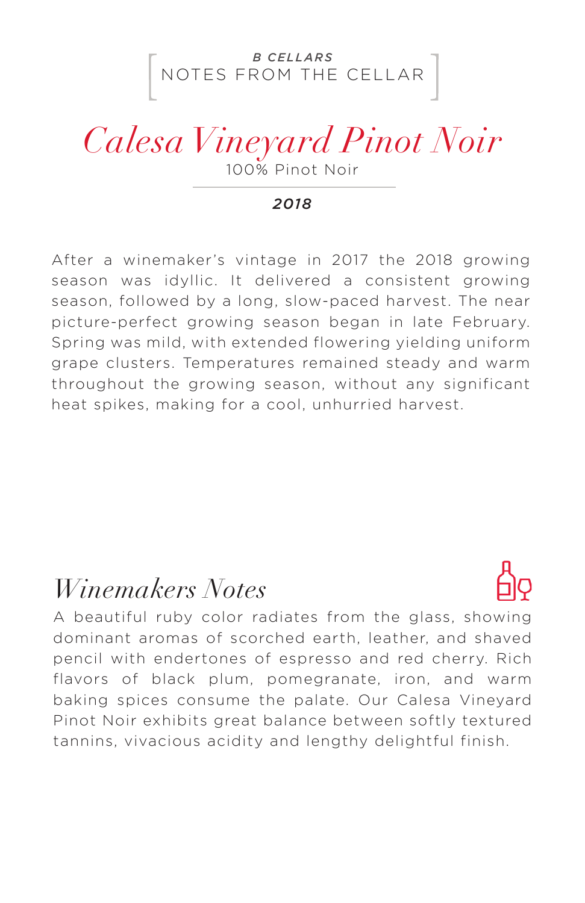*B CELLARS*
NOTES FROM THE CELLAR

# *Calesa Vineyard Pinot Noir*

100% Pinot Noir

***2018***

After a winemaker's vintage in 2017 the 2018 growing season was idyllic. It delivered a consistent growing season, followed by a long, slow-paced harvest. The near picture-perfect growing season began in late February. Spring was mild, with extended flowering yielding uniform grape clusters. Temperatures remained steady and warm throughout the growing season, without any significant heat spikes, making for a cool, unhurried harvest.

## *Winemakers Notes*

A beautiful ruby color radiates from the glass, showing dominant aromas of scorched earth, leather, and shaved pencil with endertones of espresso and red cherry. Rich flavors of black plum, pomegranate, iron, and warm baking spices consume the palate. Our Calesa Vineyard Pinot Noir exhibits great balance between softly textured tannins, vivacious acidity and lengthy delightful finish.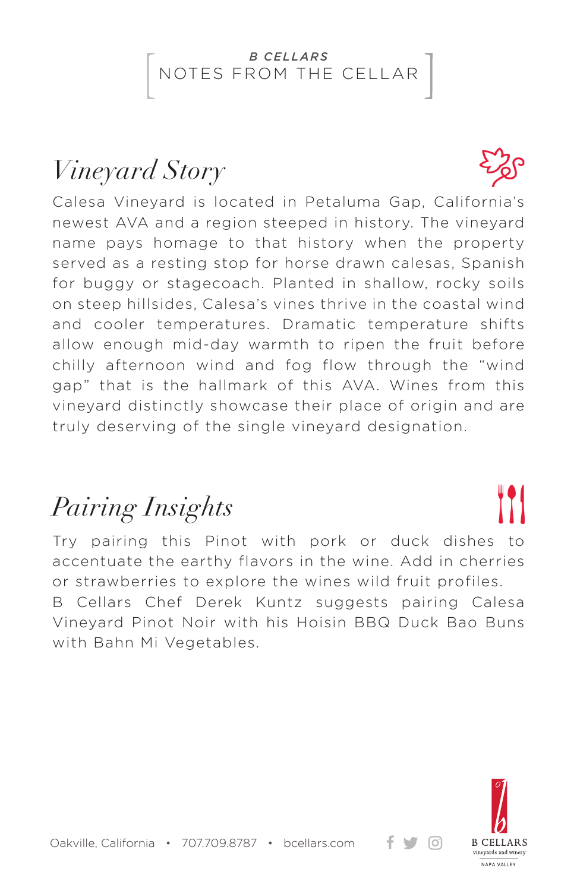*B CELLARS*
NOTES FROM THE CELLAR

# *Vineyard Story*

Calesa Vineyard is located in Petaluma Gap, California's newest AVA and a region steeped in history. The vineyard name pays homage to that history when the property served as a resting stop for horse drawn calesas, Spanish for buggy or stagecoach. Planted in shallow, rocky soils on steep hillsides, Calesa's vines thrive in the coastal wind and cooler temperatures. Dramatic temperature shifts allow enough mid-day warmth to ripen the fruit before chilly afternoon wind and fog flow through the "wind gap" that is the hallmark of this AVA. Wines from this vineyard distinctly showcase their place of origin and are truly deserving of the single vineyard designation.

# *Pairing Insights*

Try pairing this Pinot with pork or duck dishes to accentuate the earthy flavors in the wine. Add in cherries or strawberries to explore the wines wild fruit profiles.
B Cellars Chef Derek Kuntz suggests pairing Calesa Vineyard Pinot Noir with his Hoisin BBQ Duck Bao Buns with Bahn Mi Vegetables.

Oakville, California • 707.709.8787 • bcellars.com

B CELLARS
vineyards and winery
NAPA VALLEY